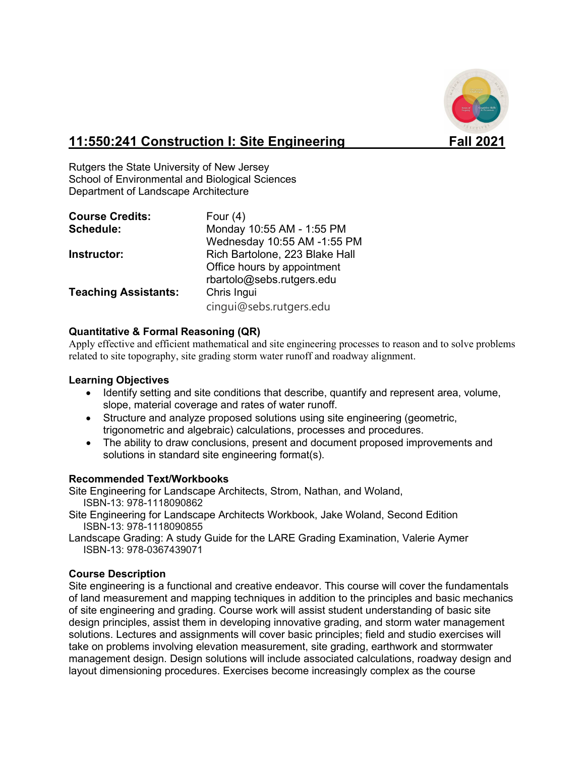# 11:550:241 Construction I: Site Engineering Fall 2021

Rutgers the State University of New Jersey
School of Environmental and Biological Sciences
Department of Landscape Architecture

**Course Credits:** Four (4)
**Schedule:** Monday 10:55 AM - 1:55 PM
Wednesday 10:55 AM -1:55 PM
**Instructor:** Rich Bartolone, 223 Blake Hall
Office hours by appointment
rbartolo@sebs.rutgers.edu
**Teaching Assistants:** Chris Ingui
cingui@sebs.rutgers.edu

### Quantitative & Formal Reasoning (QR)

Apply effective and efficient mathematical and site engineering processes to reason and to solve problems related to site topography, site grading storm water runoff and roadway alignment.

### Learning Objectives

- Identify setting and site conditions that describe, quantify and represent area, volume, slope, material coverage and rates of water runoff.
- Structure and analyze proposed solutions using site engineering (geometric, trigonometric and algebraic) calculations, processes and procedures.
- The ability to draw conclusions, present and document proposed improvements and solutions in standard site engineering format(s).

### Recommended Text/Workbooks

Site Engineering for Landscape Architects, Strom, Nathan, and Woland,
ISBN-13: 978-1118090862
Site Engineering for Landscape Architects Workbook, Jake Woland, Second Edition
ISBN-13: 978-1118090855
Landscape Grading: A study Guide for the LARE Grading Examination, Valerie Aymer
ISBN-13: 978-0367439071

### Course Description

Site engineering is a functional and creative endeavor. This course will cover the fundamentals of land measurement and mapping techniques in addition to the principles and basic mechanics of site engineering and grading. Course work will assist student understanding of basic site design principles, assist them in developing innovative grading, and storm water management solutions. Lectures and assignments will cover basic principles; field and studio exercises will take on problems involving elevation measurement, site grading, earthwork and stormwater management design. Design solutions will include associated calculations, roadway design and layout dimensioning procedures. Exercises become increasingly complex as the course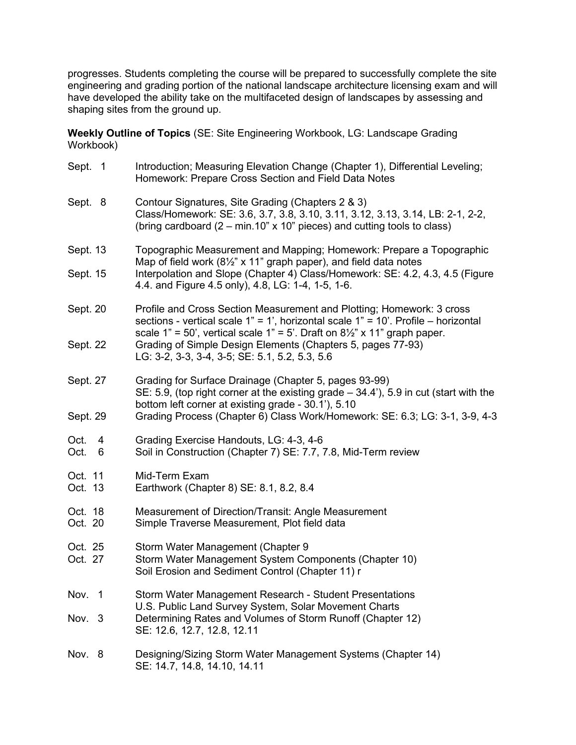progresses. Students completing the course will be prepared to successfully complete the site engineering and grading portion of the national landscape architecture licensing exam and will have developed the ability take on the multifaceted design of landscapes by assessing and shaping sites from the ground up.

**Weekly Outline of Topics** (SE: Site Engineering Workbook, LG: Landscape Grading Workbook)

| | |
|---|---|
| Sept. 1 | Introduction; Measuring Elevation Change (Chapter 1), Differential Leveling; Homework: Prepare Cross Section and Field Data Notes |
| Sept. 8 | Contour Signatures, Site Grading (Chapters 2 & 3) Class/Homework: SE: 3.6, 3.7, 3.8, 3.10, 3.11, 3.12, 3.13, 3.14, LB: 2-1, 2-2, (bring cardboard (2 – min.10" x 10" pieces) and cutting tools to class) |
| Sept. 13 | Topographic Measurement and Mapping; Homework: Prepare a Topographic Map of field work (8½" x 11" graph paper), and field data notes |
| Sept. 15 | Interpolation and Slope (Chapter 4) Class/Homework: SE: 4.2, 4.3, 4.5 (Figure 4.4. and Figure 4.5 only), 4.8, LG: 1-4, 1-5, 1-6. |
| Sept. 20 | Profile and Cross Section Measurement and Plotting; Homework: 3 cross sections - vertical scale 1" = 1', horizontal scale 1" = 10'. Profile – horizontal scale 1" = 50', vertical scale 1" = 5'. Draft on 8½" x 11" graph paper. |
| Sept. 22 | Grading of Simple Design Elements (Chapters 5, pages 77-93) LG: 3-2, 3-3, 3-4, 3-5; SE: 5.1, 5.2, 5.3, 5.6 |
| Sept. 27 | Grading for Surface Drainage (Chapter 5, pages 93-99) SE: 5.9, (top right corner at the existing grade – 34.4'), 5.9 in cut (start with the bottom left corner at existing grade - 30.1'), 5.10 |
| Sept. 29 | Grading Process (Chapter 6) Class Work/Homework: SE: 6.3; LG: 3-1, 3-9, 4-3 |
| Oct. 4 | Grading Exercise Handouts, LG: 4-3, 4-6 |
| Oct. 6 | Soil in Construction (Chapter 7) SE: 7.7, 7.8, Mid-Term review |
| Oct. 11 | Mid-Term Exam |
| Oct. 13 | Earthwork (Chapter 8) SE: 8.1, 8.2, 8.4 |
| Oct. 18 | Measurement of Direction/Transit: Angle Measurement |
| Oct. 20 | Simple Traverse Measurement, Plot field data |
| Oct. 25 | Storm Water Management (Chapter 9 |
| Oct. 27 | Storm Water Management System Components (Chapter 10) Soil Erosion and Sediment Control (Chapter 11) r |
| Nov. 1 | Storm Water Management Research - Student Presentations U.S. Public Land Survey System, Solar Movement Charts |
| Nov. 3 | Determining Rates and Volumes of Storm Runoff (Chapter 12) SE: 12.6, 12.7, 12.8, 12.11 |
| Nov. 8 | Designing/Sizing Storm Water Management Systems (Chapter 14) SE: 14.7, 14.8, 14.10, 14.11 |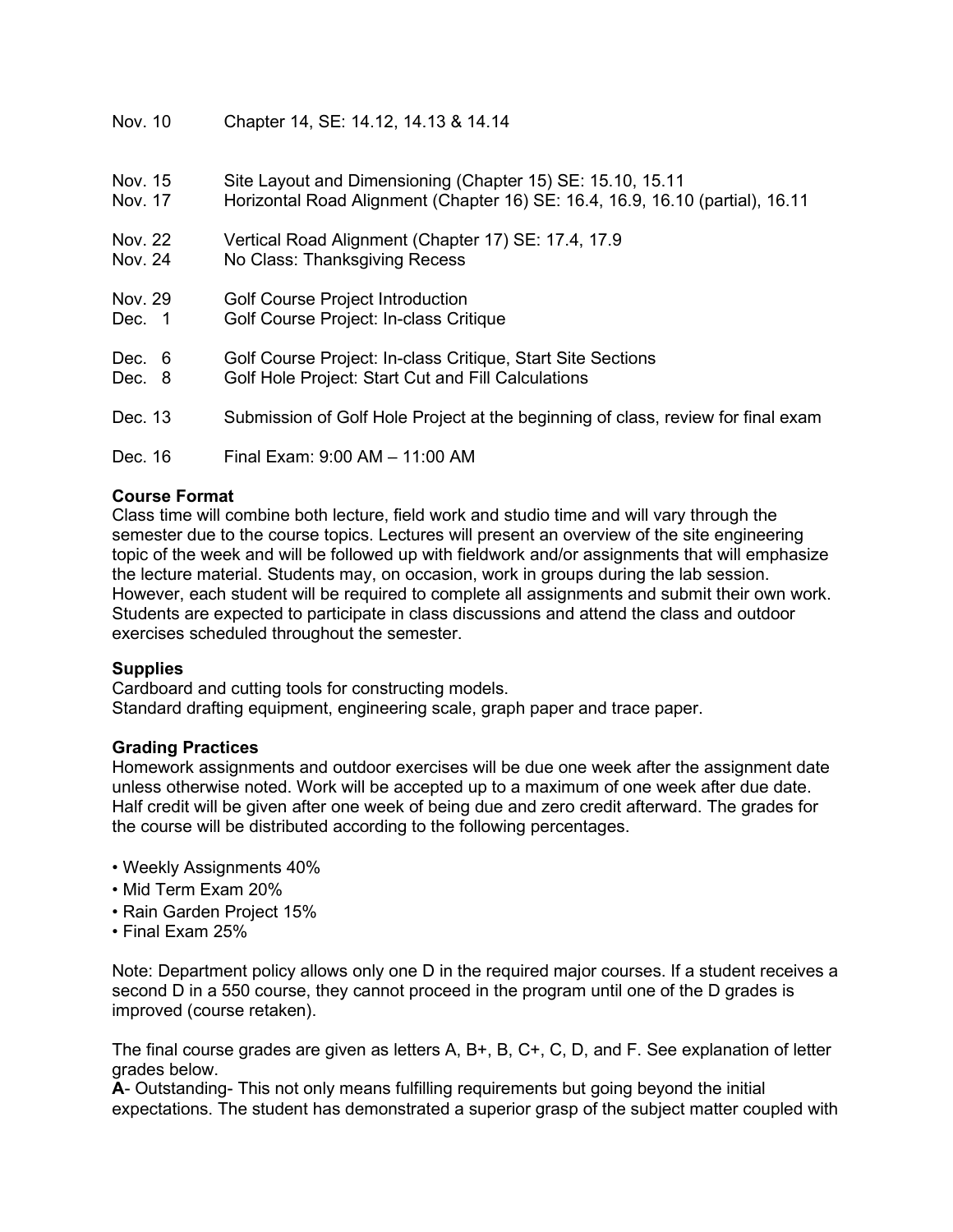| | |
|---|---|
| Nov. 10 | Chapter 14, SE: 14.12, 14.13 & 14.14 |
| Nov. 15 | Site Layout and Dimensioning (Chapter 15) SE: 15.10, 15.11 |
| Nov. 17 | Horizontal Road Alignment (Chapter 16) SE: 16.4, 16.9, 16.10 (partial), 16.11 |
| Nov. 22 | Vertical Road Alignment (Chapter 17) SE: 17.4, 17.9 |
| Nov. 24 | No Class: Thanksgiving Recess |
| Nov. 29 | Golf Course Project Introduction |
| Dec. 1 | Golf Course Project: In-class Critique |
| Dec. 6 | Golf Course Project: In-class Critique, Start Site Sections |
| Dec. 8 | Golf Hole Project: Start Cut and Fill Calculations |
| Dec. 13 | Submission of Golf Hole Project at the beginning of class, review for final exam |
| Dec. 16 | Final Exam: 9:00 AM – 11:00 AM |

**Course Format**
Class time will combine both lecture, field work and studio time and will vary through the semester due to the course topics. Lectures will present an overview of the site engineering topic of the week and will be followed up with fieldwork and/or assignments that will emphasize the lecture material. Students may, on occasion, work in groups during the lab session. However, each student will be required to complete all assignments and submit their own work. Students are expected to participate in class discussions and attend the class and outdoor exercises scheduled throughout the semester.

**Supplies**
Cardboard and cutting tools for constructing models.
Standard drafting equipment, engineering scale, graph paper and trace paper.

**Grading Practices**
Homework assignments and outdoor exercises will be due one week after the assignment date unless otherwise noted. Work will be accepted up to a maximum of one week after due date. Half credit will be given after one week of being due and zero credit afterward. The grades for the course will be distributed according to the following percentages.

- Weekly Assignments 40%
- Mid Term Exam 20%
- Rain Garden Project 15%
- Final Exam 25%

Note: Department policy allows only one D in the required major courses. If a student receives a second D in a 550 course, they cannot proceed in the program until one of the D grades is improved (course retaken).

The final course grades are given as letters A, B+, B, C+, C, D, and F. See explanation of letter grades below.
**A**- Outstanding- This not only means fulfilling requirements but going beyond the initial expectations. The student has demonstrated a superior grasp of the subject matter coupled with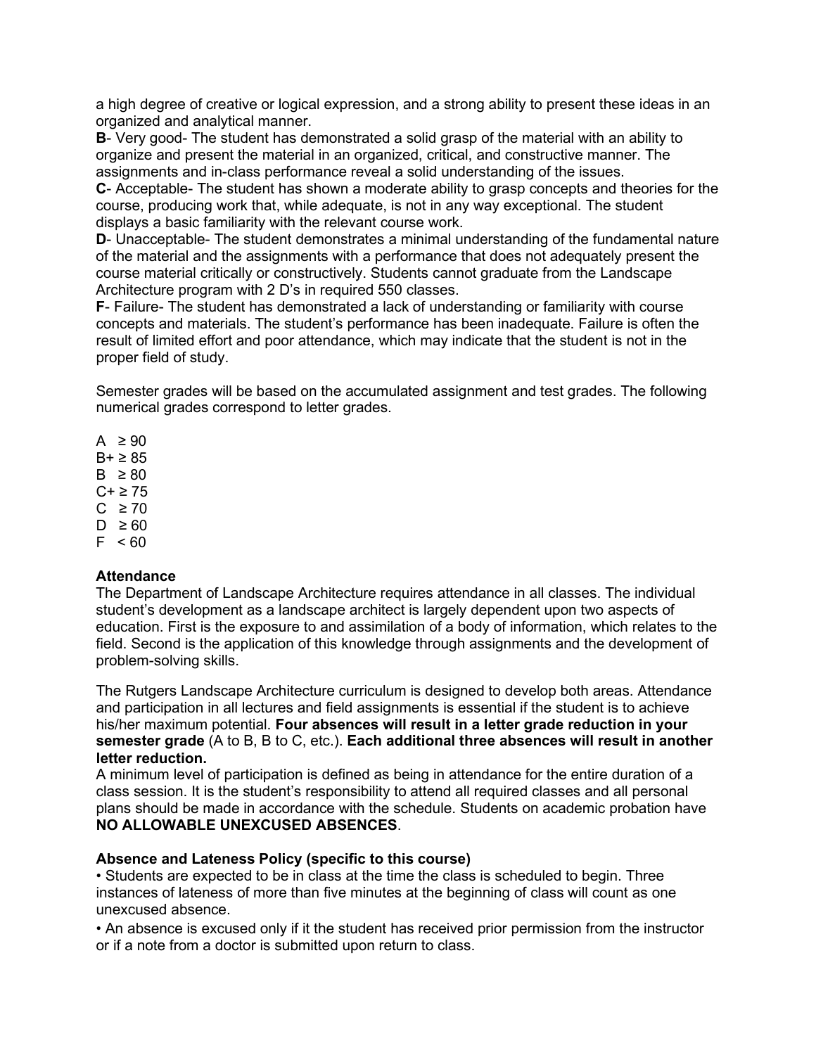a high degree of creative or logical expression, and a strong ability to present these ideas in an organized and analytical manner.

**B**- Very good- The student has demonstrated a solid grasp of the material with an ability to organize and present the material in an organized, critical, and constructive manner. The assignments and in-class performance reveal a solid understanding of the issues.

**C**- Acceptable- The student has shown a moderate ability to grasp concepts and theories for the course, producing work that, while adequate, is not in any way exceptional. The student displays a basic familiarity with the relevant course work.

**D**- Unacceptable- The student demonstrates a minimal understanding of the fundamental nature of the material and the assignments with a performance that does not adequately present the course material critically or constructively. Students cannot graduate from the Landscape Architecture program with 2 D's in required 550 classes.

**F**- Failure- The student has demonstrated a lack of understanding or familiarity with course concepts and materials. The student's performance has been inadequate. Failure is often the result of limited effort and poor attendance, which may indicate that the student is not in the proper field of study.

Semester grades will be based on the accumulated assignment and test grades. The following numerical grades correspond to letter grades.

A ≥ 90
B+ ≥ 85
B ≥ 80
C+ ≥ 75
C ≥ 70
D ≥ 60
F < 60

**Attendance**

The Department of Landscape Architecture requires attendance in all classes. The individual student's development as a landscape architect is largely dependent upon two aspects of education. First is the exposure to and assimilation of a body of information, which relates to the field. Second is the application of this knowledge through assignments and the development of problem-solving skills.

The Rutgers Landscape Architecture curriculum is designed to develop both areas. Attendance and participation in all lectures and field assignments is essential if the student is to achieve his/her maximum potential. **Four absences will result in a letter grade reduction in your semester grade** (A to B, B to C, etc.). **Each additional three absences will result in another letter reduction.**

A minimum level of participation is defined as being in attendance for the entire duration of a class session. It is the student's responsibility to attend all required classes and all personal plans should be made in accordance with the schedule. Students on academic probation have **NO ALLOWABLE UNEXCUSED ABSENCES**.

**Absence and Lateness Policy (specific to this course)**

• Students are expected to be in class at the time the class is scheduled to begin. Three instances of lateness of more than five minutes at the beginning of class will count as one unexcused absence.

• An absence is excused only if it the student has received prior permission from the instructor or if a note from a doctor is submitted upon return to class.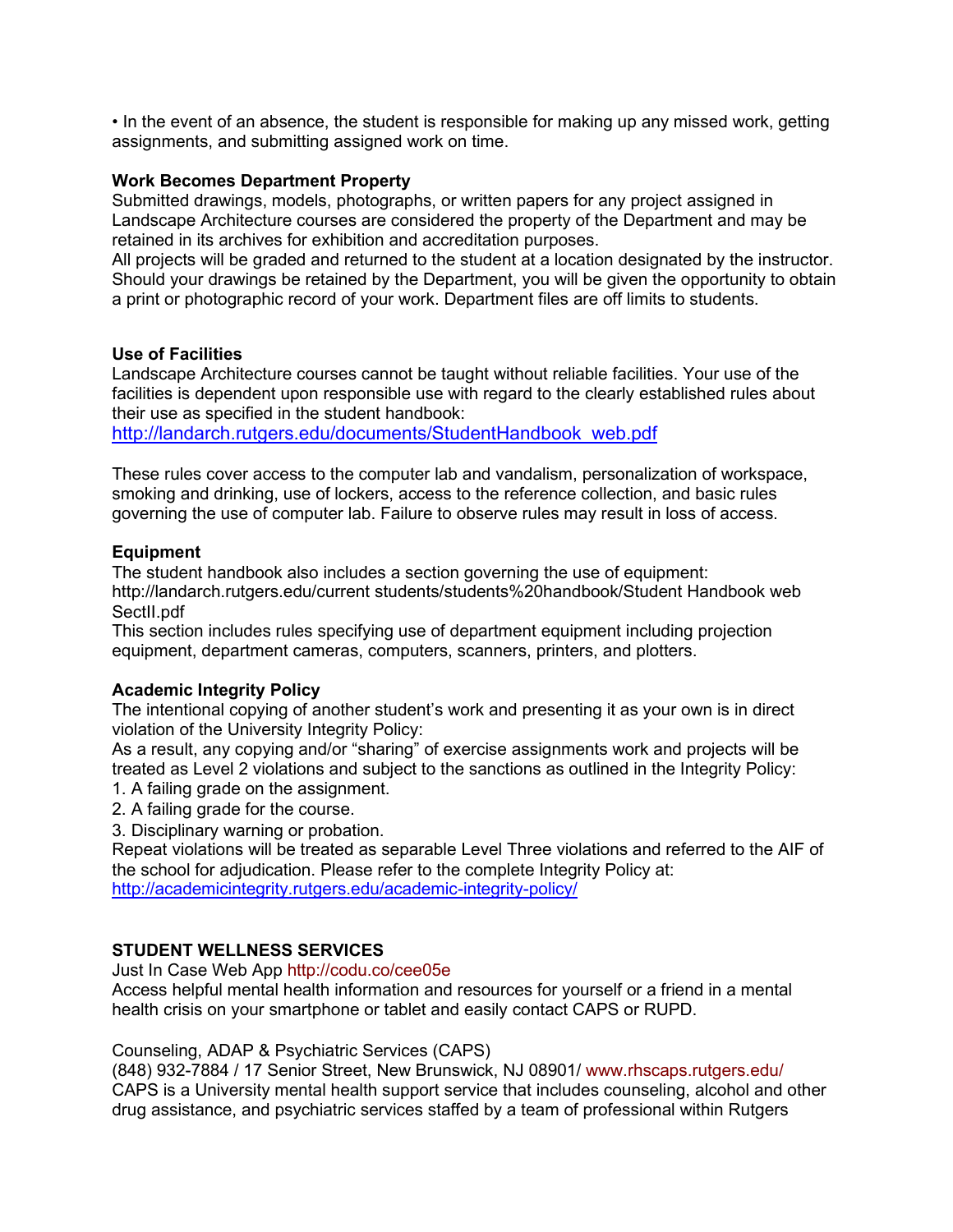• In the event of an absence, the student is responsible for making up any missed work, getting assignments, and submitting assigned work on time.

**Work Becomes Department Property**

Submitted drawings, models, photographs, or written papers for any project assigned in Landscape Architecture courses are considered the property of the Department and may be retained in its archives for exhibition and accreditation purposes.

All projects will be graded and returned to the student at a location designated by the instructor. Should your drawings be retained by the Department, you will be given the opportunity to obtain a print or photographic record of your work. Department files are off limits to students.

**Use of Facilities**

Landscape Architecture courses cannot be taught without reliable facilities. Your use of the facilities is dependent upon responsible use with regard to the clearly established rules about their use as specified in the student handbook:
http://landarch.rutgers.edu/documents/StudentHandbook_web.pdf

These rules cover access to the computer lab and vandalism, personalization of workspace, smoking and drinking, use of lockers, access to the reference collection, and basic rules governing the use of computer lab. Failure to observe rules may result in loss of access.

**Equipment**

The student handbook also includes a section governing the use of equipment:
http://landarch.rutgers.edu/current students/students%20handbook/Student Handbook web SectII.pdf

This section includes rules specifying use of department equipment including projection equipment, department cameras, computers, scanners, printers, and plotters.

**Academic Integrity Policy**

The intentional copying of another student's work and presenting it as your own is in direct violation of the University Integrity Policy:

As a result, any copying and/or "sharing" of exercise assignments work and projects will be treated as Level 2 violations and subject to the sanctions as outlined in the Integrity Policy:

1. A failing grade on the assignment.
2. A failing grade for the course.
3. Disciplinary warning or probation.

Repeat violations will be treated as separable Level Three violations and referred to the AIF of the school for adjudication. Please refer to the complete Integrity Policy at:
http://academicintegrity.rutgers.edu/academic-integrity-policy/

**STUDENT WELLNESS SERVICES**

Just In Case Web App http://codu.co/cee05e

Access helpful mental health information and resources for yourself or a friend in a mental health crisis on your smartphone or tablet and easily contact CAPS or RUPD.

Counseling, ADAP & Psychiatric Services (CAPS)

(848) 932-7884 / 17 Senior Street, New Brunswick, NJ 08901/ www.rhscaps.rutgers.edu/

CAPS is a University mental health support service that includes counseling, alcohol and other drug assistance, and psychiatric services staffed by a team of professional within Rutgers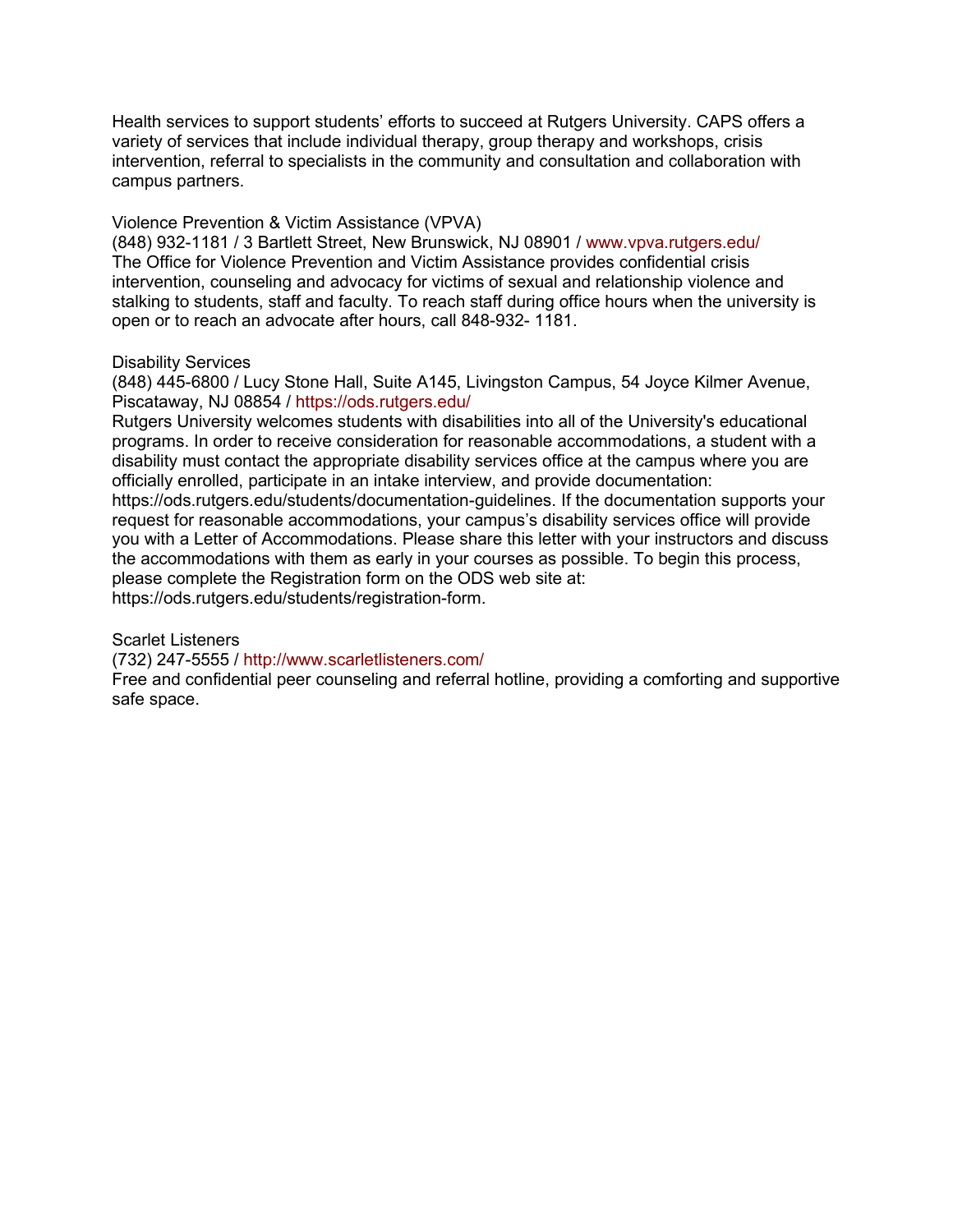Health services to support students' efforts to succeed at Rutgers University. CAPS offers a variety of services that include individual therapy, group therapy and workshops, crisis intervention, referral to specialists in the community and consultation and collaboration with campus partners.

Violence Prevention & Victim Assistance (VPVA)
(848) 932-1181 / 3 Bartlett Street, New Brunswick, NJ 08901 / www.vpva.rutgers.edu/
The Office for Violence Prevention and Victim Assistance provides confidential crisis intervention, counseling and advocacy for victims of sexual and relationship violence and stalking to students, staff and faculty. To reach staff during office hours when the university is open or to reach an advocate after hours, call 848-932- 1181.

Disability Services
(848) 445-6800 / Lucy Stone Hall, Suite A145, Livingston Campus, 54 Joyce Kilmer Avenue, Piscataway, NJ 08854 / https://ods.rutgers.edu/
Rutgers University welcomes students with disabilities into all of the University's educational programs. In order to receive consideration for reasonable accommodations, a student with a disability must contact the appropriate disability services office at the campus where you are officially enrolled, participate in an intake interview, and provide documentation: https://ods.rutgers.edu/students/documentation-guidelines. If the documentation supports your request for reasonable accommodations, your campus's disability services office will provide you with a Letter of Accommodations. Please share this letter with your instructors and discuss the accommodations with them as early in your courses as possible. To begin this process, please complete the Registration form on the ODS web site at: https://ods.rutgers.edu/students/registration-form.

Scarlet Listeners
(732) 247-5555 / http://www.scarletlisteners.com/
Free and confidential peer counseling and referral hotline, providing a comforting and supportive safe space.